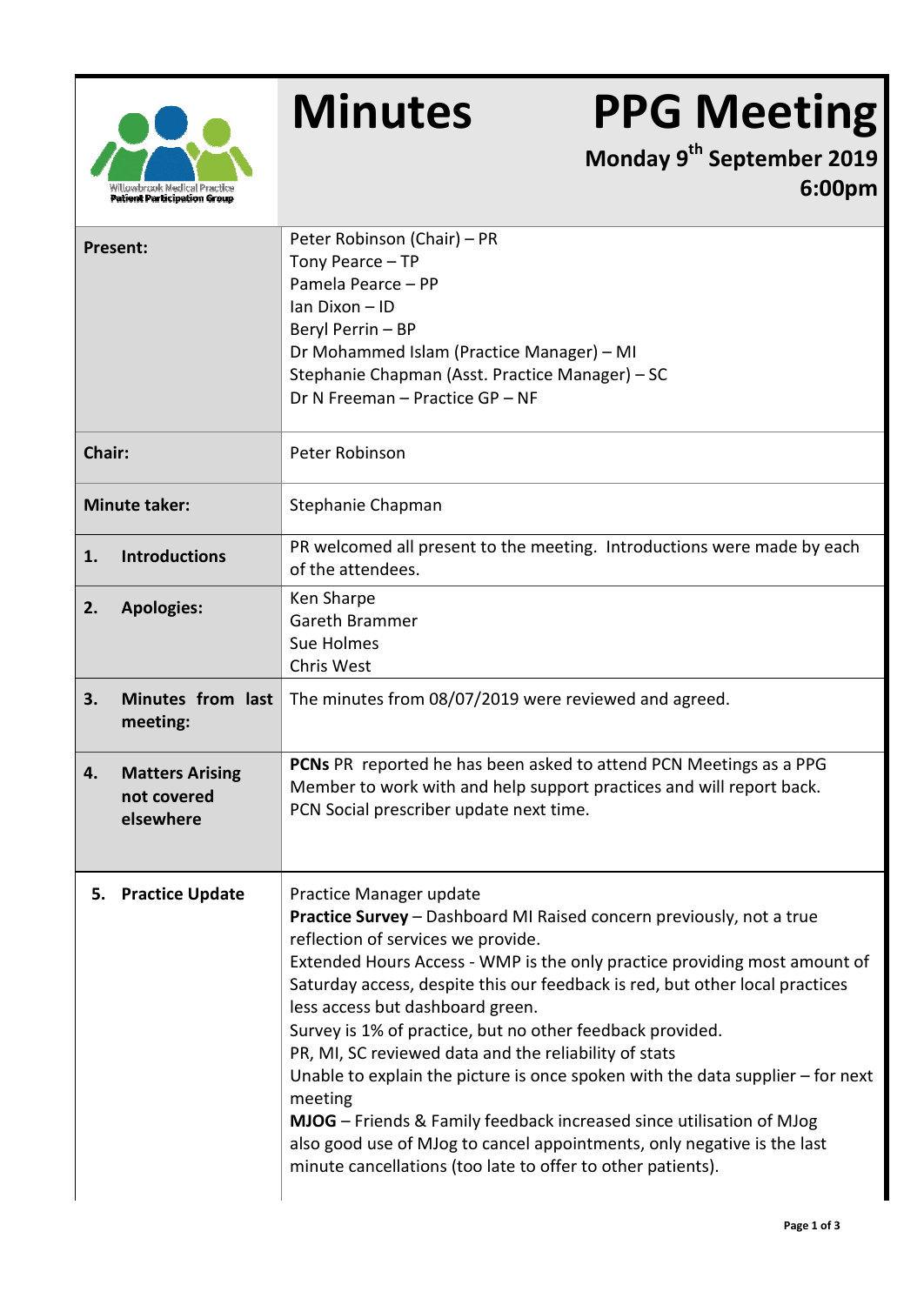Willowbrook Medical Practice
Patient Participation Group

# Minutes PPG Meeting

**Monday 9th September 2019**
**6:00pm**

| | |
|---|---|
| **Present:** | Peter Robinson (Chair) – PR<br>Tony Pearce – TP<br>Pamela Pearce – PP<br>Ian Dixon – ID<br>Beryl Perrin – BP<br>Dr Mohammed Islam (Practice Manager) – MI<br>Stephanie Chapman (Asst. Practice Manager) – SC<br>Dr N Freeman – Practice GP – NF |
| **Chair:** | Peter Robinson |
| **Minute taker:** | Stephanie Chapman |
| **1. Introductions** | PR welcomed all present to the meeting. Introductions were made by each of the attendees. |
| **2. Apologies:** | Ken Sharpe<br>Gareth Brammer<br>Sue Holmes<br>Chris West |
| **3. Minutes from last meeting:** | The minutes from 08/07/2019 were reviewed and agreed. |
| **4. Matters Arising not covered elsewhere** | **PCNs** PR reported he has been asked to attend PCN Meetings as a PPG Member to work with and help support practices and will report back.<br>PCN Social prescriber update next time. |
| **5. Practice Update** | Practice Manager update<br>**Practice Survey** – Dashboard MI Raised concern previously, not a true reflection of services we provide.<br>Extended Hours Access - WMP is the only practice providing most amount of Saturday access, despite this our feedback is red, but other local practices less access but dashboard green.<br>Survey is 1% of practice, but no other feedback provided.<br>PR, MI, SC reviewed data and the reliability of stats<br>Unable to explain the picture is once spoken with the data supplier – for next meeting<br>**MJOG** – Friends & Family feedback increased since utilisation of MJog also good use of MJog to cancel appointments, only negative is the last minute cancellations (too late to offer to other patients). |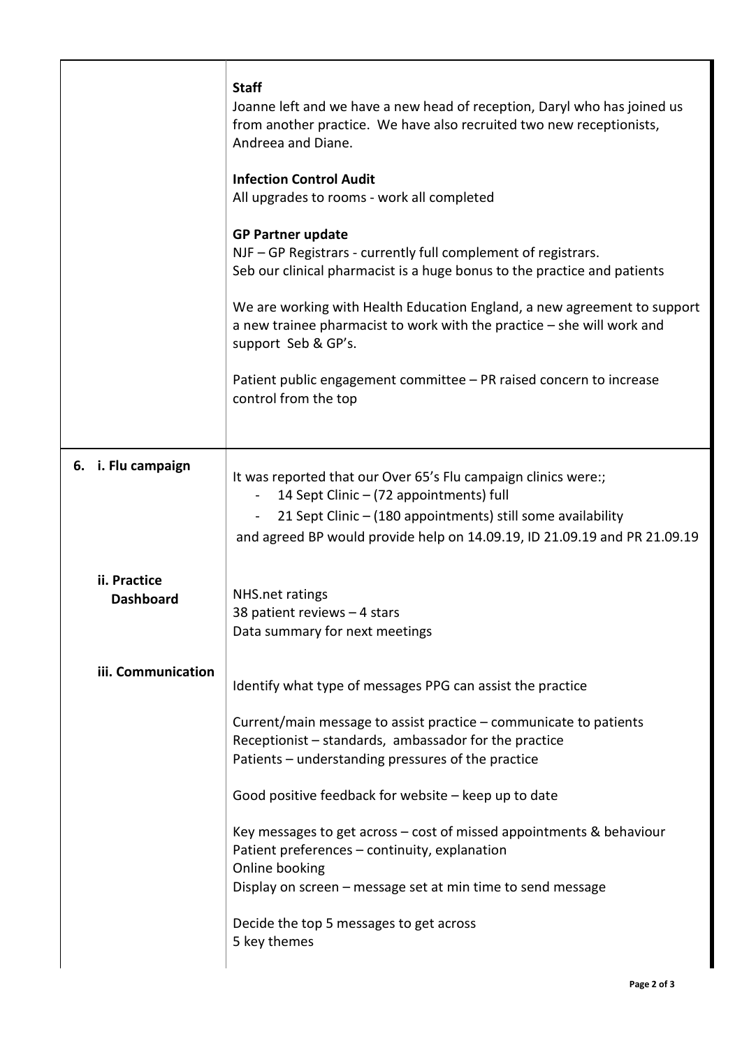| | |
|---|---|
| | **Staff**<br>Joanne left and we have a new head of reception, Daryl who has joined us from another practice. We have also recruited two new receptionists, Andreea and Diane.<br><br>**Infection Control Audit**<br>All upgrades to rooms - work all completed<br><br>**GP Partner update**<br>NJF – GP Registrars - currently full complement of registrars.<br>Seb our clinical pharmacist is a huge bonus to the practice and patients<br><br>We are working with Health Education England, a new agreement to support a new trainee pharmacist to work with the practice – she will work and support Seb & GP's.<br><br>Patient public engagement committee – PR raised concern to increase control from the top |
| **6. i. Flu campaign** | It was reported that our Over 65's Flu campaign clinics were:;<br>- 14 Sept Clinic – (72 appointments) full<br>- 21 Sept Clinic – (180 appointments) still some availability<br>and agreed BP would provide help on 14.09.19, ID 21.09.19 and PR 21.09.19 |
| **ii. Practice Dashboard** | NHS.net ratings<br>38 patient reviews – 4 stars<br>Data summary for next meetings |
| **iii. Communication** | Identify what type of messages PPG can assist the practice<br><br>Current/main message to assist practice – communicate to patients<br>Receptionist – standards, ambassador for the practice<br>Patients – understanding pressures of the practice<br><br>Good positive feedback for website – keep up to date<br><br>Key messages to get across – cost of missed appointments & behaviour<br>Patient preferences – continuity, explanation<br>Online booking<br>Display on screen – message set at min time to send message<br><br>Decide the top 5 messages to get across<br>5 key themes |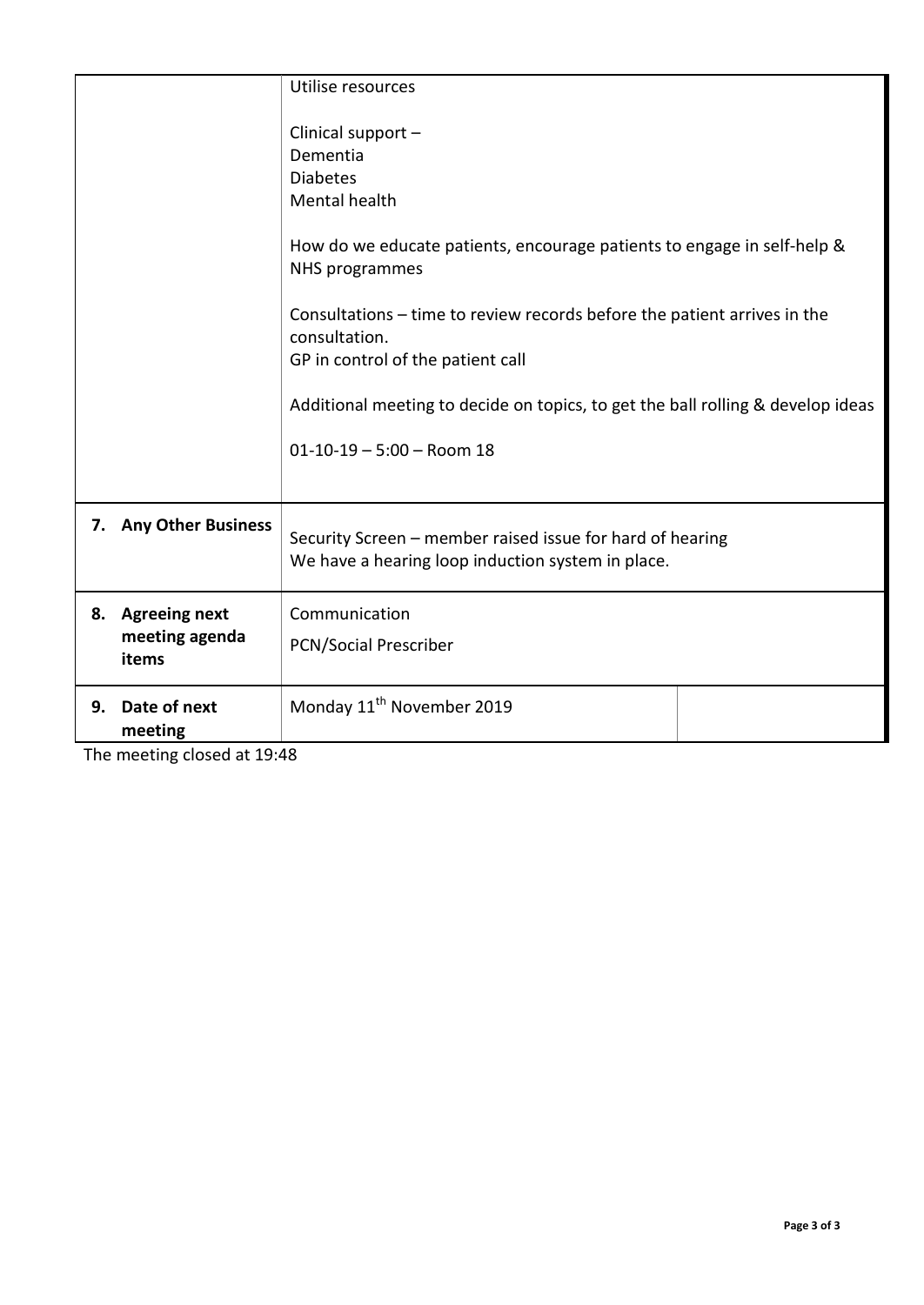| | | |
|---|---|---|
| | Utilise resources<br><br>Clinical support –<br>Dementia<br>Diabetes<br>Mental health<br><br>How do we educate patients, encourage patients to engage in self-help & NHS programmes<br><br>Consultations – time to review records before the patient arrives in the consultation.<br>GP in control of the patient call<br><br>Additional meeting to decide on topics, to get the ball rolling & develop ideas<br><br>01-10-19 – 5:00 – Room 18 | |
| **7. Any Other Business** | Security Screen – member raised issue for hard of hearing<br>We have a hearing loop induction system in place. | |
| **8. Agreeing next meeting agenda items** | Communication<br>PCN/Social Prescriber | |
| **9. Date of next meeting** | Monday 11th November 2019 | |

The meeting closed at 19:48